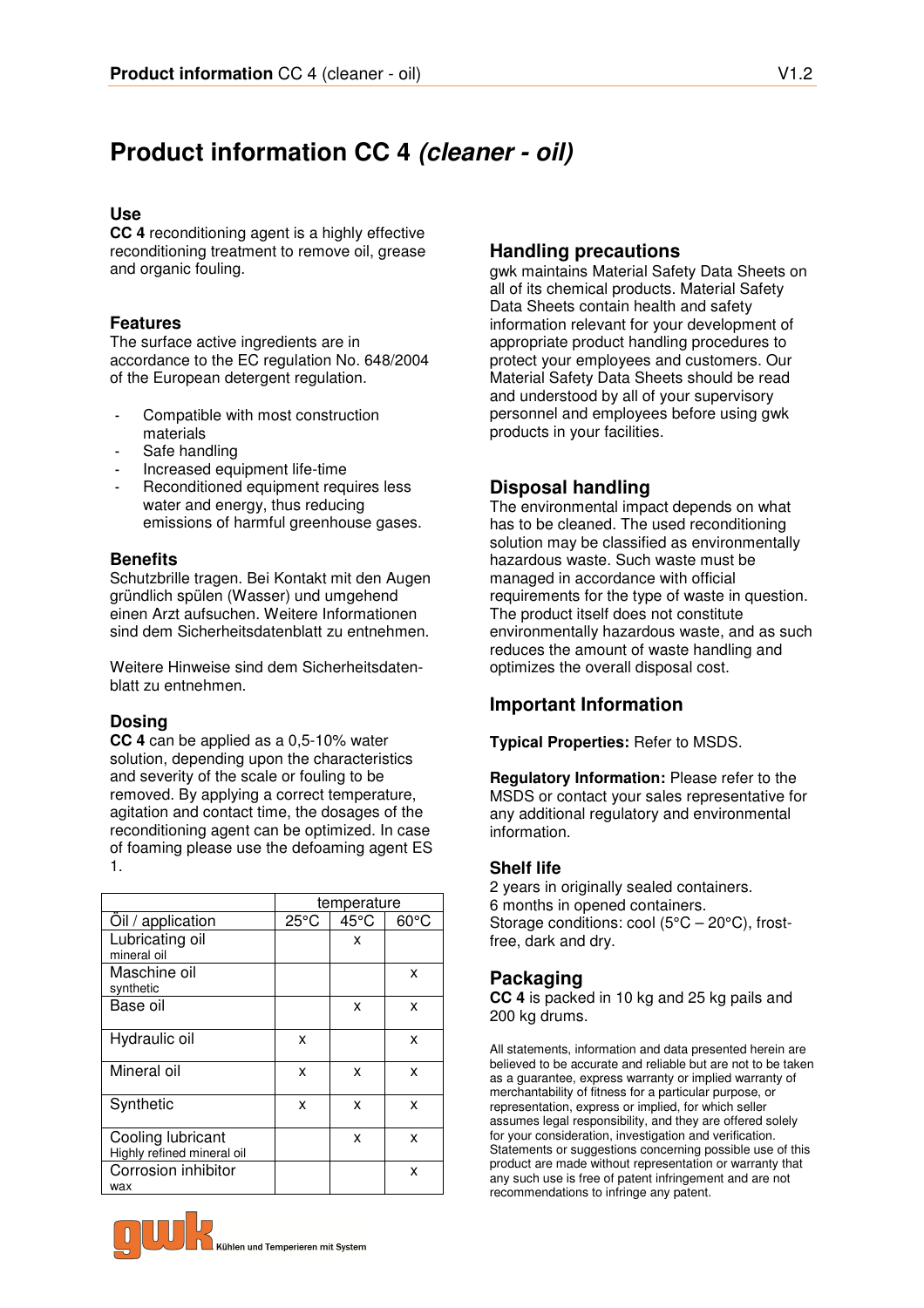# Product information CC 4 *(cleaner - oil)*

### Use

**CC 4** reconditioning agent is a highly effective reconditioning treatment to remove oil, grease and organic fouling.

### Features

The surface active ingredients are in accordance to the EC regulation No. 648/2004 of the European detergent regulation.

- Compatible with most construction materials
- Safe handling
- Increased equipment life-time
- Reconditioned equipment requires less water and energy, thus reducing emissions of harmful greenhouse gases.

### Benefits

Schutzbrille tragen. Bei Kontakt mit den Augen gründlich spülen (Wasser) und umgehend einen Arzt aufsuchen. Weitere Informationen sind dem Sicherheitsdatenblatt zu entnehmen.

Weitere Hinweise sind dem Sicherheitsdaten-blatt zu entnehmen.

### Dosing

**CC 4** can be applied as a 0,5-10% water solution, depending upon the characteristics and severity of the scale or fouling to be removed. By applying a correct temperature, agitation and contact time, the dosages of the reconditioning agent can be optimized. In case of foaming please use the defoaming agent ES 1.

| | temperature | | |
|---|---|---|---|
| Öil / application | 25°C | 45°C | 60°C |
| Lubricating oil<br>mineral oil | | x | |
| Maschine oil<br>synthetic | | | x |
| Base oil | | x | x |
| Hydraulic oil | x | | x |
| Mineral oil | x | x | x |
| Synthetic | x | x | x |
| Cooling lubricant<br>Highly refined mineral oil | | x | x |
| Corrosion inhibitor<br>wax | | | x |

## Handling precautions

gwk maintains Material Safety Data Sheets on all of its chemical products. Material Safety Data Sheets contain health and safety information relevant for your development of appropriate product handling procedures to protect your employees and customers. Our Material Safety Data Sheets should be read and understood by all of your supervisory personnel and employees before using gwk products in your facilities.

## Disposal handling

The environmental impact depends on what has to be cleaned. The used reconditioning solution may be classified as environmentally hazardous waste. Such waste must be managed in accordance with official requirements for the type of waste in question. The product itself does not constitute environmentally hazardous waste, and as such reduces the amount of waste handling and optimizes the overall disposal cost.

## Important Information

**Typical Properties:** Refer to MSDS.

**Regulatory Information:** Please refer to the MSDS or contact your sales representative for any additional regulatory and environmental information.

### Shelf life

2 years in originally sealed containers.
6 months in opened containers.
Storage conditions: cool (5°C – 20°C), frost-free, dark and dry.

## Packaging

**CC 4** is packed in 10 kg and 25 kg pails and 200 kg drums.

All statements, information and data presented herein are believed to be accurate and reliable but are not to be taken as a guarantee, express warranty or implied warranty of merchantability of fitness for a particular purpose, or representation, express or implied, for which seller assumes legal responsibility, and they are offered solely for your consideration, investigation and verification. Statements or suggestions concerning possible use of this product are made without representation or warranty that any such use is free of patent infringement and are not recommendations to infringe any patent.

gwk Kühlen und Temperieren mit System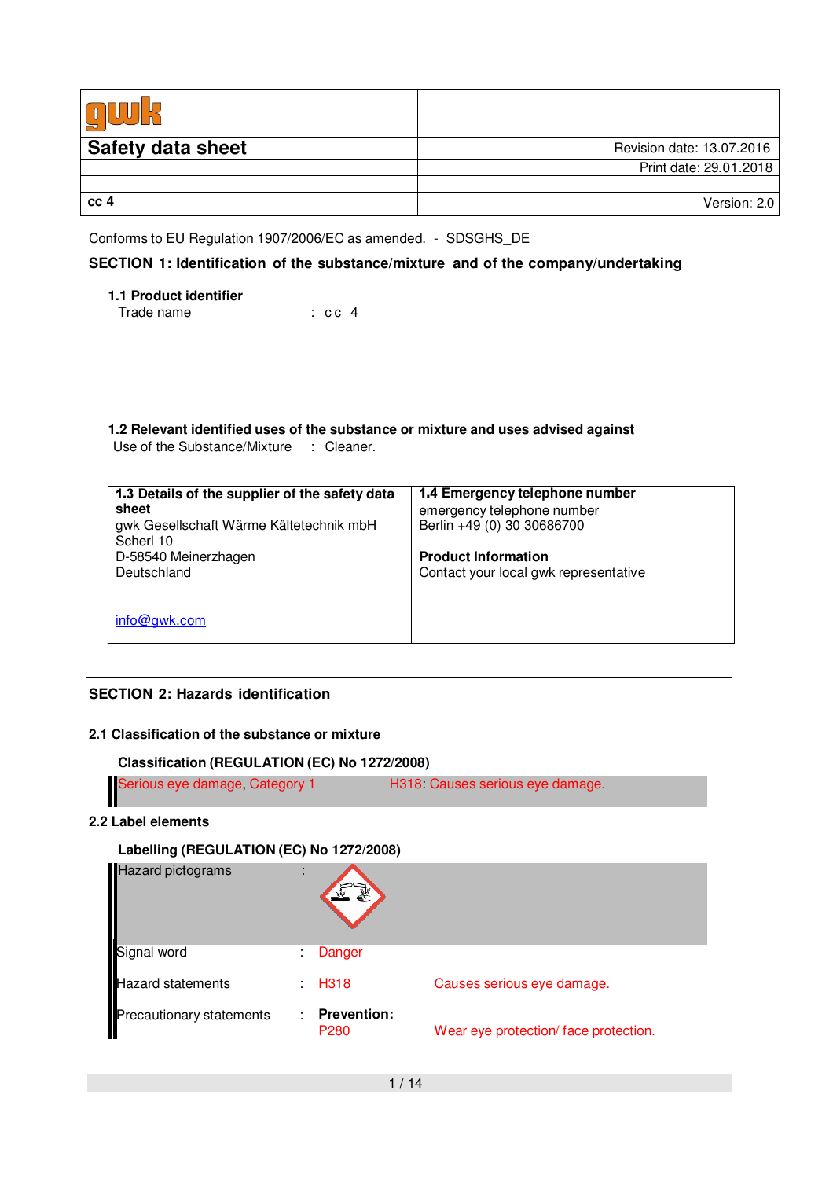| gwk | | |
|---|---|---|
| **Safety data sheet** | | Revision date: 13.07.2016 |
| | | Print date: 29.01.2018 |
| | | |
| **cc 4** | | Version: 2.0 |

Conforms to EU Regulation 1907/2006/EC as amended. - SDSGHS_DE

## SECTION 1: Identification of the substance/mixture and of the company/undertaking

### 1.1 Product identifier

Trade name : cc 4

### 1.2 Relevant identified uses of the substance or mixture and uses advised against

Use of the Substance/Mixture : Cleaner.

| **1.3 Details of the supplier of the safety data sheet** | **1.4 Emergency telephone number** |
|---|---|
| gwk Gesellschaft Wärme Kältetechnik mbH<br>Scherl 10<br>D-58540 Meinerzhagen<br>Deutschland<br><br>info@gwk.com | emergency telephone number<br>Berlin +49 (0) 30 30686700<br><br>**Product Information**<br>Contact your local gwk representative |

## SECTION 2: Hazards identification

### 2.1 Classification of the substance or mixture

**Classification (REGULATION (EC) No 1272/2008)**

| | |
|---|---|
| Serious eye damage, Category 1 | H318: Causes serious eye damage. |

### 2.2 Label elements

**Labelling (REGULATION (EC) No 1272/2008)**

| | | | |
|---|---|---|---|
| Hazard pictograms | : | | |
| Signal word | : | Danger | |
| Hazard statements | : | H318 | Causes serious eye damage. |
| Precautionary statements | : | **Prevention:** | |
| | | P280 | Wear eye protection/ face protection. |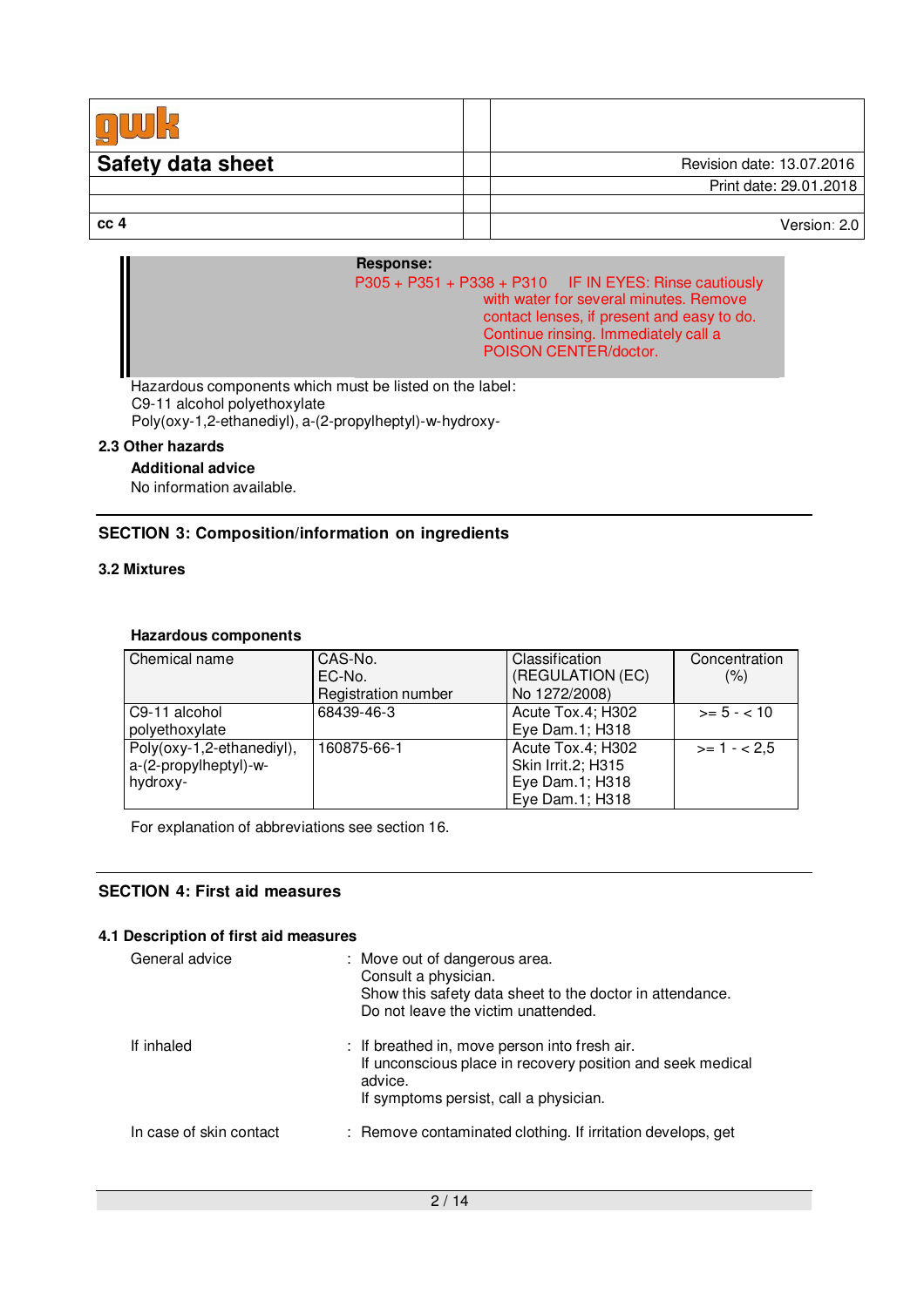**Response:**

P305 + P351 + P338 + P310 IF IN EYES: Rinse cautiously with water for several minutes. Remove contact lenses, if present and easy to do. Continue rinsing. Immediately call a POISON CENTER/doctor.

Hazardous components which must be listed on the label:
C9-11 alcohol polyethoxylate
Poly(oxy-1,2-ethanediyl), a-(2-propylheptyl)-w-hydroxy-

### 2.3 Other hazards

**Additional advice**

No information available.

## SECTION 3: Composition/information on ingredients

### 3.2 Mixtures

**Hazardous components**

| Chemical name | CAS-No.<br>EC-No.<br>Registration number | Classification (REGULATION (EC) No 1272/2008) | Concentration (%) |
|---|---|---|---|
| C9-11 alcohol polyethoxylate | 68439-46-3 | Acute Tox.4; H302<br>Eye Dam.1; H318 | >= 5 - < 10 |
| Poly(oxy-1,2-ethanediyl), a-(2-propylheptyl)-w-hydroxy- | 160875-66-1 | Acute Tox.4; H302<br>Skin Irrit.2; H315<br>Eye Dam.1; H318<br>Eye Dam.1; H318 | >= 1 - < 2,5 |

For explanation of abbreviations see section 16.

## SECTION 4: First aid measures

### 4.1 Description of first aid measures

General advice : Move out of dangerous area.
Consult a physician.
Show this safety data sheet to the doctor in attendance.
Do not leave the victim unattended.

If inhaled : If breathed in, move person into fresh air.
If unconscious place in recovery position and seek medical advice.
If symptoms persist, call a physician.

In case of skin contact : Remove contaminated clothing. If irritation develops, get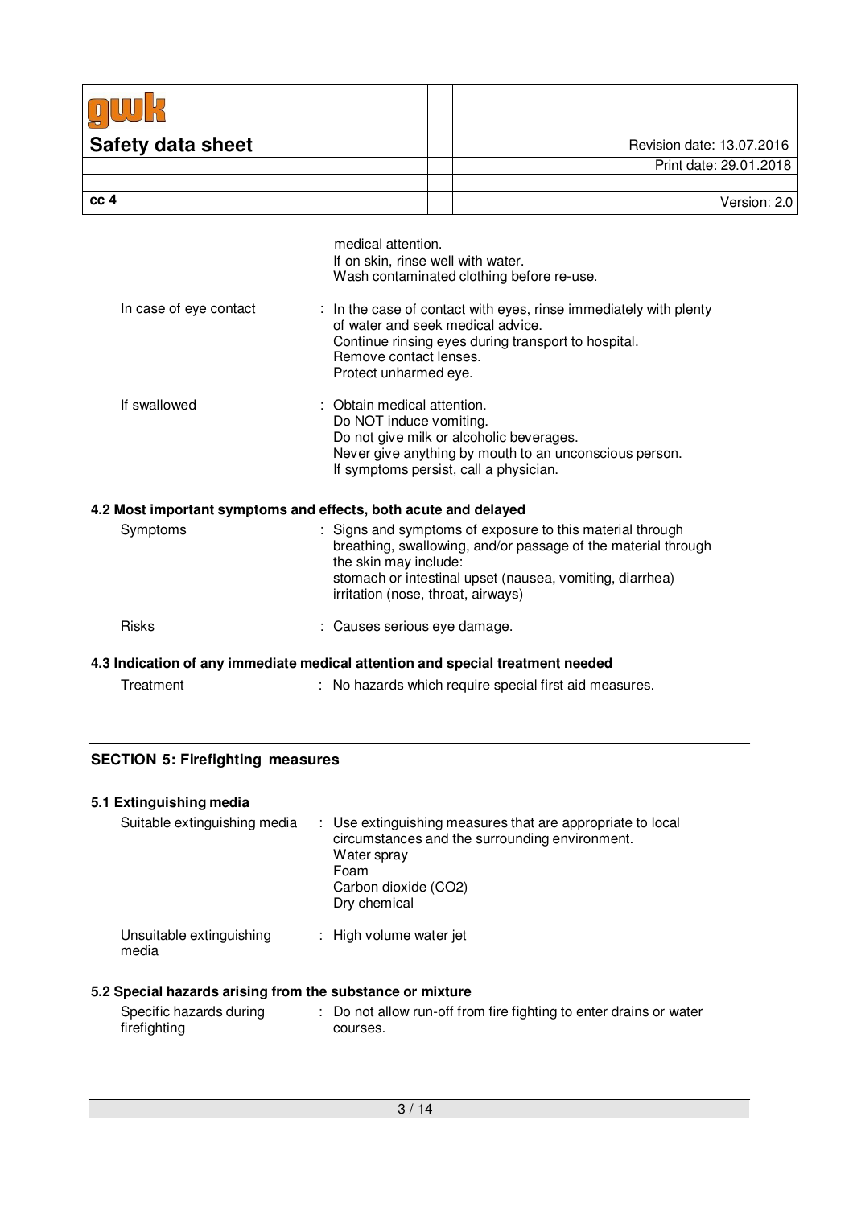medical attention.
If on skin, rinse well with water.
Wash contaminated clothing before re-use.

| | |
|---|---|
| In case of eye contact | : In the case of contact with eyes, rinse immediately with plenty of water and seek medical advice.<br>Continue rinsing eyes during transport to hospital.<br>Remove contact lenses.<br>Protect unharmed eye. |
| If swallowed | : Obtain medical attention.<br>Do NOT induce vomiting.<br>Do not give milk or alcoholic beverages.<br>Never give anything by mouth to an unconscious person.<br>If symptoms persist, call a physician. |

### 4.2 Most important symptoms and effects, both acute and delayed

| | |
|---|---|
| Symptoms | : Signs and symptoms of exposure to this material through breathing, swallowing, and/or passage of the material through the skin may include:<br>stomach or intestinal upset (nausea, vomiting, diarrhea)<br>irritation (nose, throat, airways) |
| Risks | : Causes serious eye damage. |

### 4.3 Indication of any immediate medical attention and special treatment needed

| | |
|---|---|
| Treatment | : No hazards which require special first aid measures. |

## SECTION 5: Firefighting measures

### 5.1 Extinguishing media

| | |
|---|---|
| Suitable extinguishing media | : Use extinguishing measures that are appropriate to local circumstances and the surrounding environment.<br>Water spray<br>Foam<br>Carbon dioxide ($CO_2$)<br>Dry chemical |
| Unsuitable extinguishing media | : High volume water jet |

### 5.2 Special hazards arising from the substance or mixture

| | |
|---|---|
| Specific hazards during firefighting | : Do not allow run-off from fire fighting to enter drains or water courses. |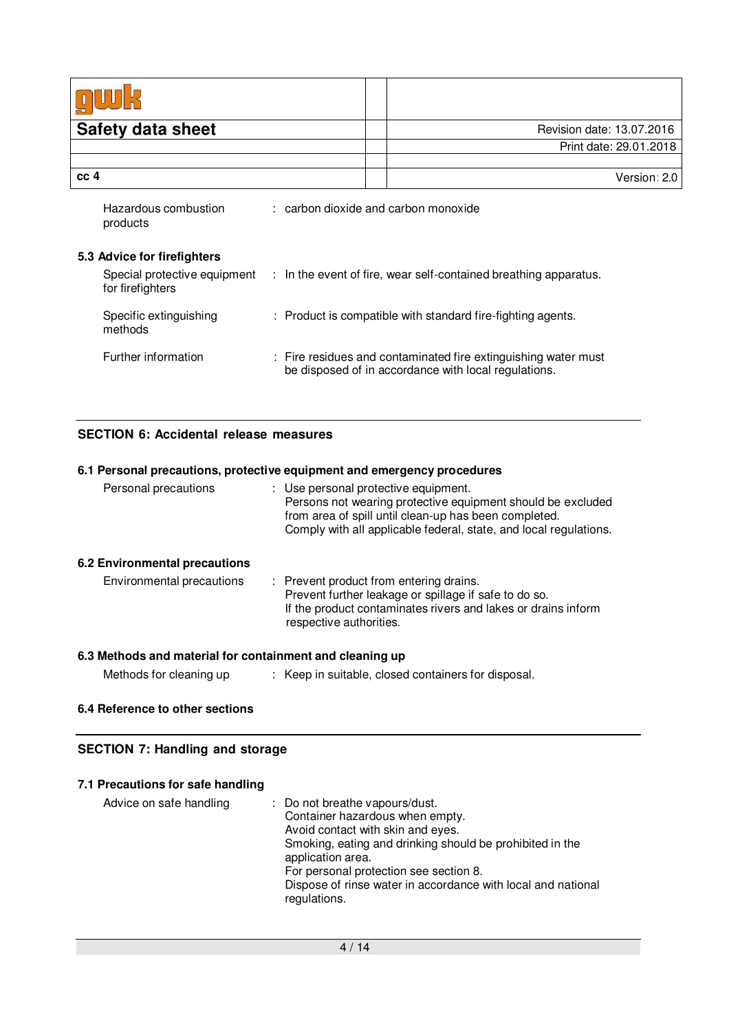| Hazardous combustion products | : carbon dioxide and carbon monoxide |
|---|---|

### 5.3 Advice for firefighters

| | |
|---|---|
| Special protective equipment for firefighters | : In the event of fire, wear self-contained breathing apparatus. |
| Specific extinguishing methods | : Product is compatible with standard fire-fighting agents. |
| Further information | : Fire residues and contaminated fire extinguishing water must be disposed of in accordance with local regulations. |

## SECTION 6: Accidental release measures

### 6.1 Personal precautions, protective equipment and emergency procedures

| | |
|---|---|
| Personal precautions | : Use personal protective equipment.<br>Persons not wearing protective equipment should be excluded from area of spill until clean-up has been completed.<br>Comply with all applicable federal, state, and local regulations. |

### 6.2 Environmental precautions

| | |
|---|---|
| Environmental precautions | : Prevent product from entering drains.<br>Prevent further leakage or spillage if safe to do so.<br>If the product contaminates rivers and lakes or drains inform respective authorities. |

### 6.3 Methods and material for containment and cleaning up

| | |
|---|---|
| Methods for cleaning up | : Keep in suitable, closed containers for disposal. |

### 6.4 Reference to other sections

## SECTION 7: Handling and storage

### 7.1 Precautions for safe handling

| | |
|---|---|
| Advice on safe handling | : Do not breathe vapours/dust.<br>Container hazardous when empty.<br>Avoid contact with skin and eyes.<br>Smoking, eating and drinking should be prohibited in the application area.<br>For personal protection see section 8.<br>Dispose of rinse water in accordance with local and national regulations. |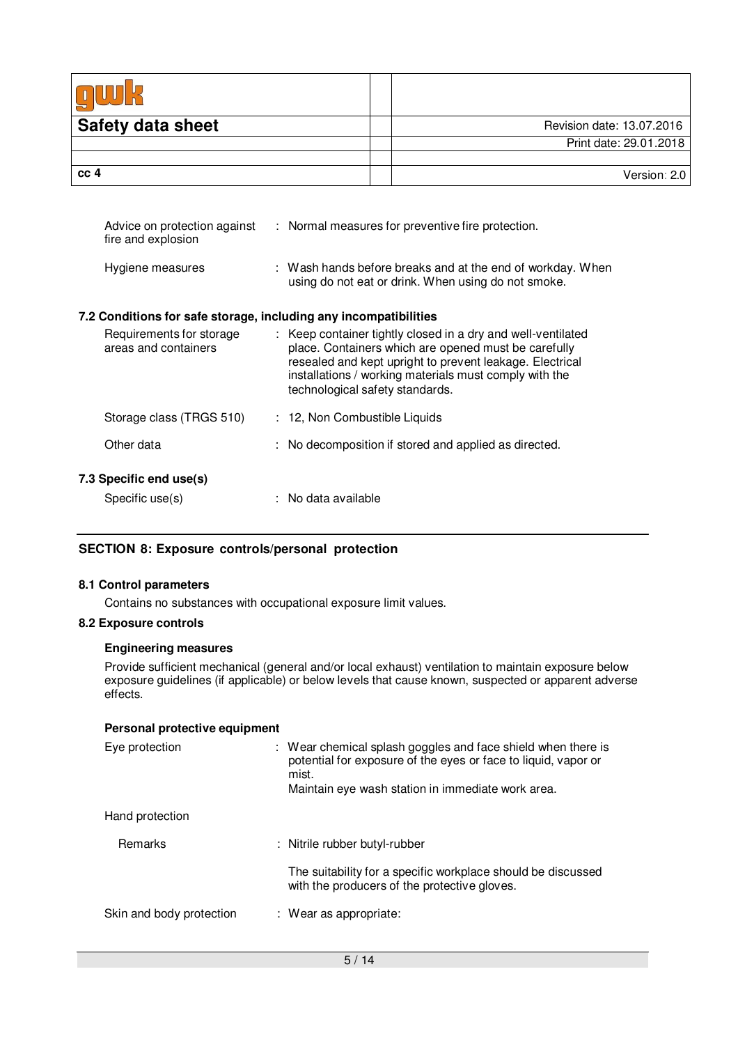| Advice on protection against fire and explosion | : Normal measures for preventive fire protection. |
|---|---|
| Hygiene measures | : Wash hands before breaks and at the end of workday. When using do not eat or drink. When using do not smoke. |

### 7.2 Conditions for safe storage, including any incompatibilities

| Requirements for storage areas and containers | : Keep container tightly closed in a dry and well-ventilated place. Containers which are opened must be carefully resealed and kept upright to prevent leakage. Electrical installations / working materials must comply with the technological safety standards. |
|---|---|
| Storage class (TRGS 510) | : 12, Non Combustible Liquids |
| Other data | : No decomposition if stored and applied as directed. |

### 7.3 Specific end use(s)

| Specific use(s) | : No data available |
|---|---|

## SECTION 8: Exposure controls/personal protection

### 8.1 Control parameters

Contains no substances with occupational exposure limit values.

### 8.2 Exposure controls

**Engineering measures**

Provide sufficient mechanical (general and/or local exhaust) ventilation to maintain exposure below exposure guidelines (if applicable) or below levels that cause known, suspected or apparent adverse effects.

**Personal protective equipment**

| Eye protection | : Wear chemical splash goggles and face shield when there is potential for exposure of the eyes or face to liquid, vapor or mist.<br>Maintain eye wash station in immediate work area. |
|---|---|
| Hand protection | |
| Remarks | : Nitrile rubber butyl-rubber<br><br>The suitability for a specific workplace should be discussed with the producers of the protective gloves. |
| Skin and body protection | : Wear as appropriate: |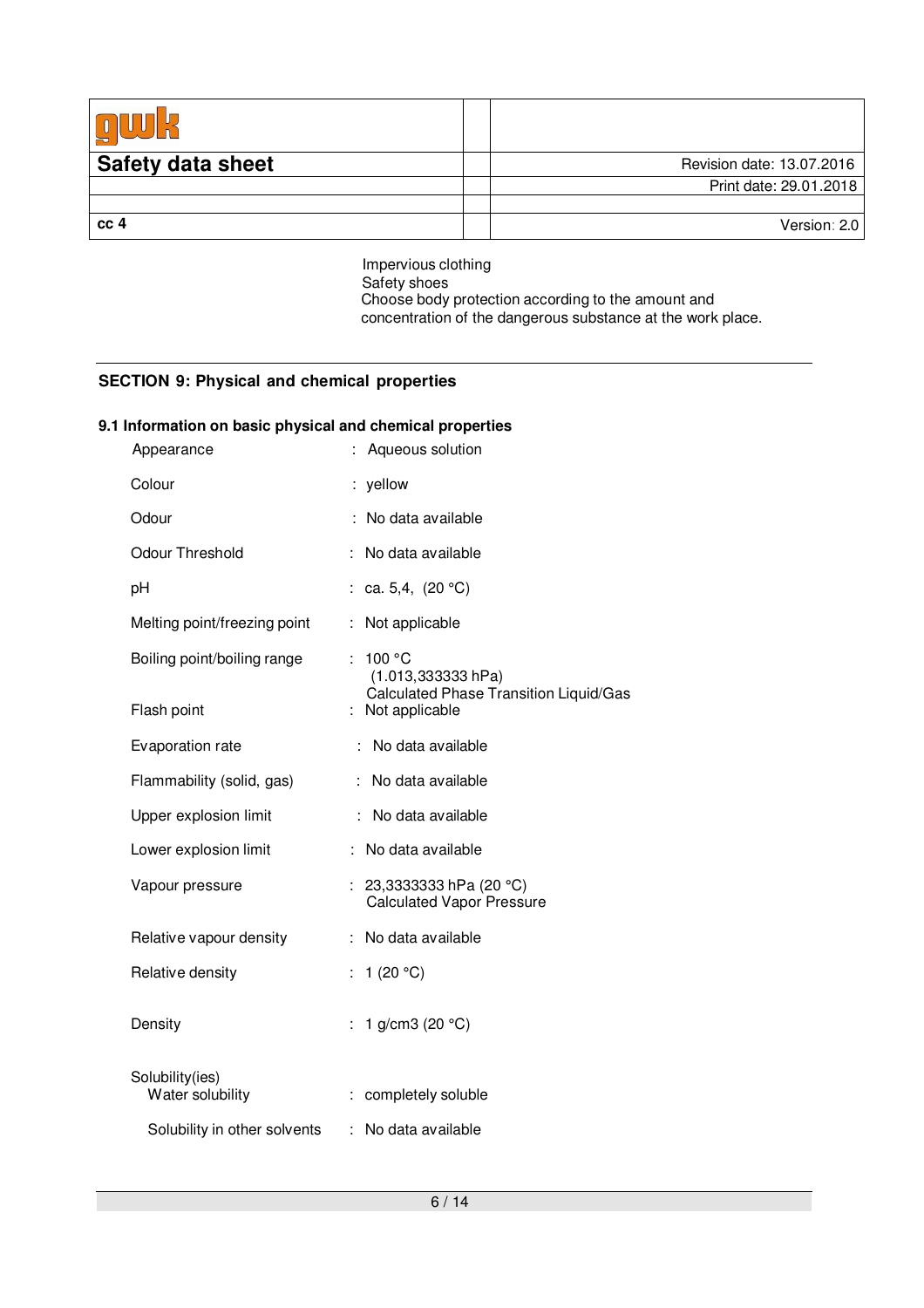Impervious clothing
Safety shoes
Choose body protection according to the amount and concentration of the dangerous substance at the work place.

## SECTION 9: Physical and chemical properties

### 9.1 Information on basic physical and chemical properties

| Property | Value |
|---|---|
| Appearance | : Aqueous solution |
| Colour | : yellow |
| Odour | : No data available |
| Odour Threshold | : No data available |
| pH | : ca. 5,4, (20 °C) |
| Melting point/freezing point | : Not applicable |
| Boiling point/boiling range | : 100 °C (1.013,333333 hPa) Calculated Phase Transition Liquid/Gas |
| Flash point | : Not applicable |
| Evaporation rate | : No data available |
| Flammability (solid, gas) | : No data available |
| Upper explosion limit | : No data available |
| Lower explosion limit | : No data available |
| Vapour pressure | : 23,3333333 hPa (20 °C) Calculated Vapor Pressure |
| Relative vapour density | : No data available |
| Relative density | : 1 (20 °C) |
| Density | : 1 g/cm3 (20 °C) |
| Solubility(ies) | |
| Water solubility | : completely soluble |
| Solubility in other solvents | : No data available |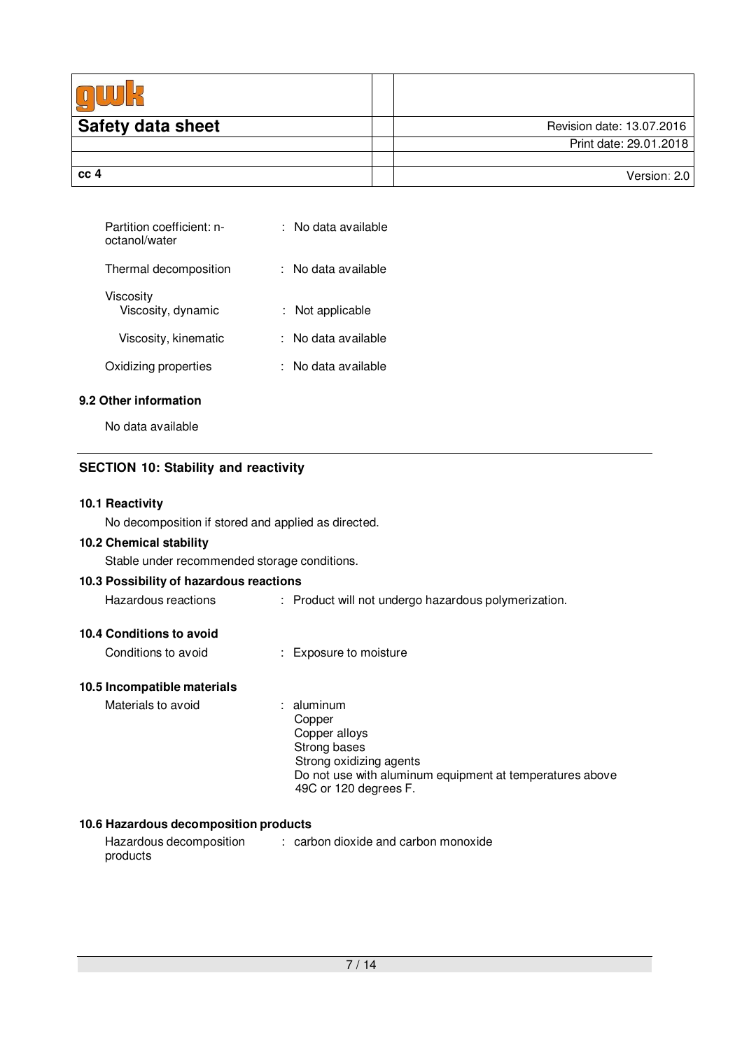Partition coefficient: n-octanol/water : No data available

Thermal decomposition : No data available

Viscosity

Viscosity, dynamic : Not applicable

Viscosity, kinematic : No data available

Oxidizing properties : No data available

### 9.2 Other information

No data available

## SECTION 10: Stability and reactivity

### 10.1 Reactivity

No decomposition if stored and applied as directed.

### 10.2 Chemical stability

Stable under recommended storage conditions.

### 10.3 Possibility of hazardous reactions

Hazardous reactions : Product will not undergo hazardous polymerization.

### 10.4 Conditions to avoid

Conditions to avoid : Exposure to moisture

### 10.5 Incompatible materials

Materials to avoid : aluminum
Copper
Copper alloys
Strong bases
Strong oxidizing agents
Do not use with aluminum equipment at temperatures above 49C or 120 degrees F.

### 10.6 Hazardous decomposition products

Hazardous decomposition products : carbon dioxide and carbon monoxide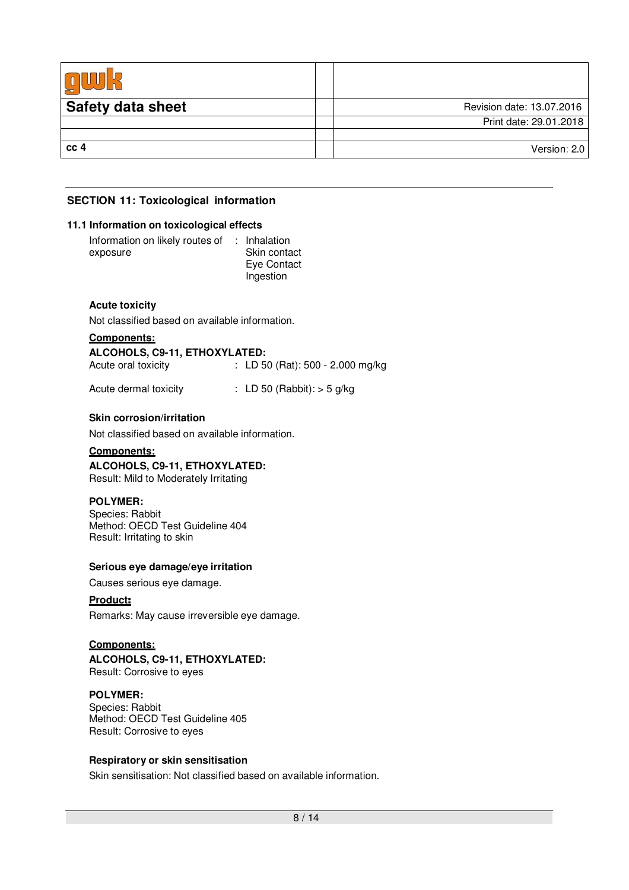## SECTION 11: Toxicological information

### 11.1 Information on toxicological effects

Information on likely routes of exposure : Inhalation
Skin contact
Eye Contact
Ingestion

**Acute toxicity**

Not classified based on available information.

**Components:**

**ALCOHOLS, C9-11, ETHOXYLATED:**

Acute oral toxicity : LD 50 (Rat): 500 - 2.000 mg/kg

Acute dermal toxicity : LD 50 (Rabbit): > 5 g/kg

**Skin corrosion/irritation**

Not classified based on available information.

**Components:**

**ALCOHOLS, C9-11, ETHOXYLATED:**
Result: Mild to Moderately Irritating

**POLYMER:**
Species: Rabbit
Method: OECD Test Guideline 404
Result: Irritating to skin

**Serious eye damage/eye irritation**

Causes serious eye damage.

**Product:**

Remarks: May cause irreversible eye damage.

**Components:**

**ALCOHOLS, C9-11, ETHOXYLATED:**
Result: Corrosive to eyes

**POLYMER:**
Species: Rabbit
Method: OECD Test Guideline 405
Result: Corrosive to eyes

**Respiratory or skin sensitisation**

Skin sensitisation: Not classified based on available information.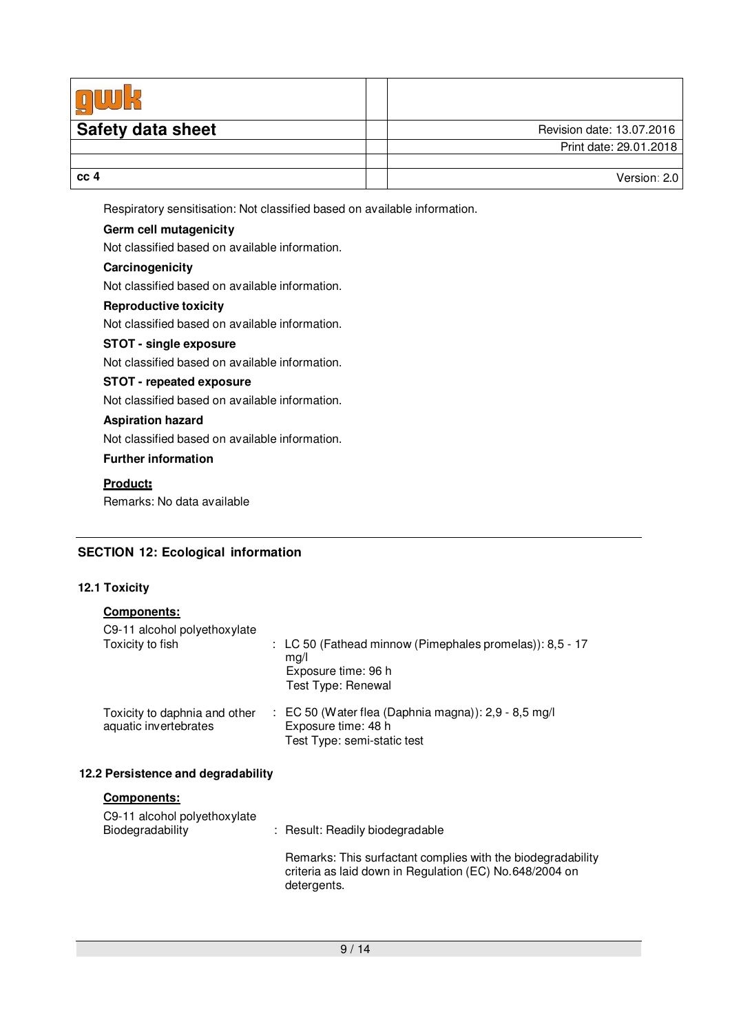Respiratory sensitisation: Not classified based on available information.

**Germ cell mutagenicity**

Not classified based on available information.

**Carcinogenicity**

Not classified based on available information.

**Reproductive toxicity**

Not classified based on available information.

**STOT - single exposure**

Not classified based on available information.

**STOT - repeated exposure**

Not classified based on available information.

**Aspiration hazard**

Not classified based on available information.

**Further information**

**Product:**

Remarks: No data available

## SECTION 12: Ecological information

### 12.1 Toxicity

**Components:**

C9-11 alcohol polyethoxylate

| | |
|---|---|
| Toxicity to fish | : LC 50 (Fathead minnow (Pimephales promelas)): 8,5 - 17 mg/l<br>Exposure time: 96 h<br>Test Type: Renewal |
| Toxicity to daphnia and other aquatic invertebrates | : EC 50 (Water flea (Daphnia magna)): 2,9 - 8,5 mg/l<br>Exposure time: 48 h<br>Test Type: semi-static test |

### 12.2 Persistence and degradability

**Components:**

C9-11 alcohol polyethoxylate

| | |
|---|---|
| Biodegradability | : Result: Readily biodegradable<br><br>Remarks: This surfactant complies with the biodegradability criteria as laid down in Regulation (EC) No.648/2004 on detergents. |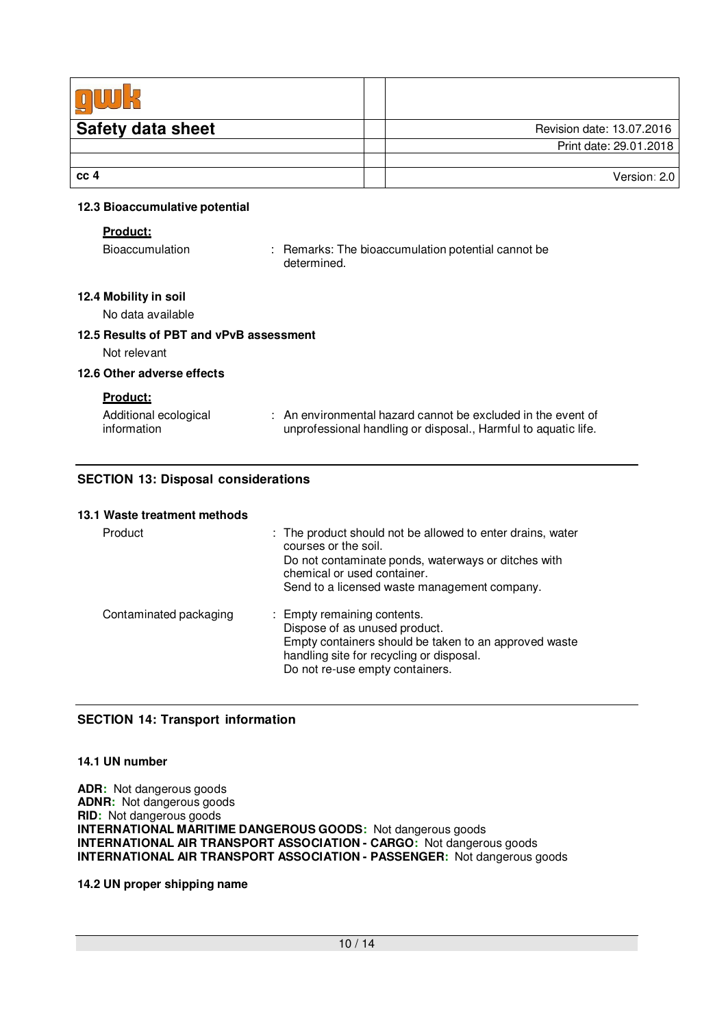### 12.3 Bioaccumulative potential

**Product:**

Bioaccumulation : Remarks: The bioaccumulation potential cannot be determined.

### 12.4 Mobility in soil

No data available

### 12.5 Results of PBT and vPvB assessment

Not relevant

### 12.6 Other adverse effects

**Product:**

Additional ecological information : An environmental hazard cannot be excluded in the event of unprofessional handling or disposal., Harmful to aquatic life.

## SECTION 13: Disposal considerations

### 13.1 Waste treatment methods

Product : The product should not be allowed to enter drains, water courses or the soil.
Do not contaminate ponds, waterways or ditches with chemical or used container.
Send to a licensed waste management company.

Contaminated packaging : Empty remaining contents.
Dispose of as unused product.
Empty containers should be taken to an approved waste handling site for recycling or disposal.
Do not re-use empty containers.

## SECTION 14: Transport information

### 14.1 UN number

**ADR:** Not dangerous goods
**ADNR:** Not dangerous goods
**RID:** Not dangerous goods
**INTERNATIONAL MARITIME DANGEROUS GOODS:** Not dangerous goods
**INTERNATIONAL AIR TRANSPORT ASSOCIATION - CARGO:** Not dangerous goods
**INTERNATIONAL AIR TRANSPORT ASSOCIATION - PASSENGER:** Not dangerous goods

### 14.2 UN proper shipping name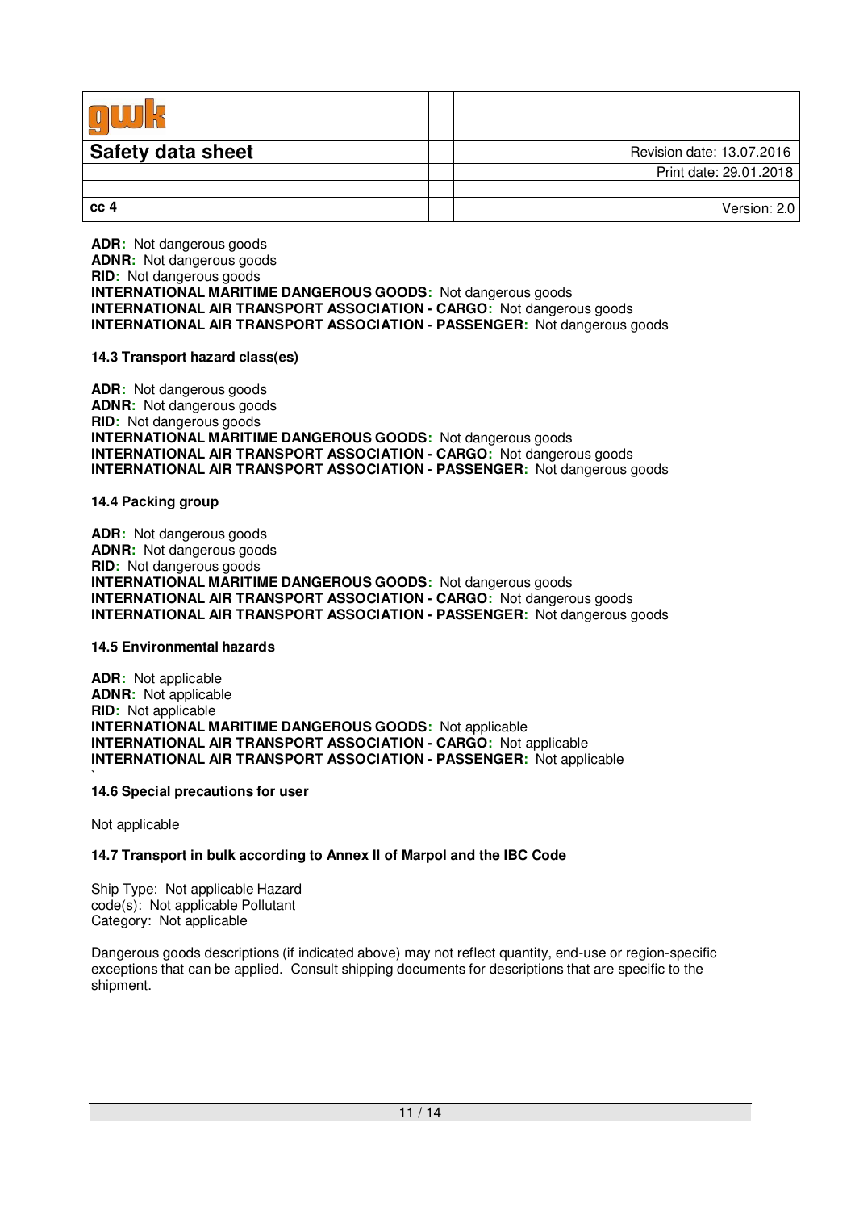**ADR:** Not dangerous goods
**ADNR:** Not dangerous goods
**RID:** Not dangerous goods
**INTERNATIONAL MARITIME DANGEROUS GOODS:** Not dangerous goods
**INTERNATIONAL AIR TRANSPORT ASSOCIATION - CARGO:** Not dangerous goods
**INTERNATIONAL AIR TRANSPORT ASSOCIATION - PASSENGER:** Not dangerous goods

**14.3 Transport hazard class(es)**

**ADR:** Not dangerous goods
**ADNR:** Not dangerous goods
**RID:** Not dangerous goods
**INTERNATIONAL MARITIME DANGEROUS GOODS:** Not dangerous goods
**INTERNATIONAL AIR TRANSPORT ASSOCIATION - CARGO:** Not dangerous goods
**INTERNATIONAL AIR TRANSPORT ASSOCIATION - PASSENGER:** Not dangerous goods

**14.4 Packing group**

**ADR:** Not dangerous goods
**ADNR:** Not dangerous goods
**RID:** Not dangerous goods
**INTERNATIONAL MARITIME DANGEROUS GOODS:** Not dangerous goods
**INTERNATIONAL AIR TRANSPORT ASSOCIATION - CARGO:** Not dangerous goods
**INTERNATIONAL AIR TRANSPORT ASSOCIATION - PASSENGER:** Not dangerous goods

**14.5 Environmental hazards**

**ADR:** Not applicable
**ADNR:** Not applicable
**RID:** Not applicable
**INTERNATIONAL MARITIME DANGEROUS GOODS:** Not applicable
**INTERNATIONAL AIR TRANSPORT ASSOCIATION - CARGO:** Not applicable
**INTERNATIONAL AIR TRANSPORT ASSOCIATION - PASSENGER:** Not applicable

**14.6 Special precautions for user**

Not applicable

**14.7 Transport in bulk according to Annex II of Marpol and the IBC Code**

Ship Type: Not applicable Hazard code(s): Not applicable Pollutant Category: Not applicable

Dangerous goods descriptions (if indicated above) may not reflect quantity, end-use or region-specific exceptions that can be applied. Consult shipping documents for descriptions that are specific to the shipment.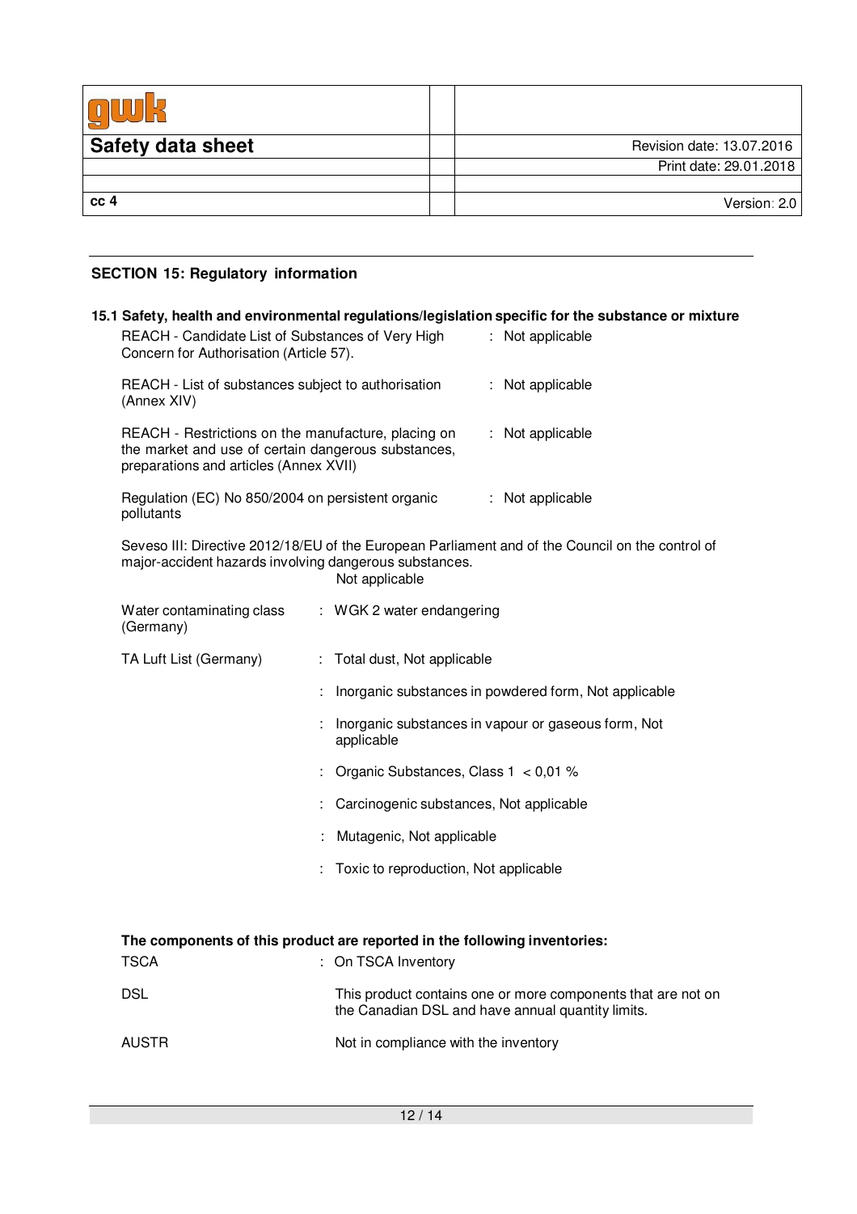## SECTION 15: Regulatory information

### 15.1 Safety, health and environmental regulations/legislation specific for the substance or mixture

| | |
|---|---|
| REACH - Candidate List of Substances of Very High Concern for Authorisation (Article 57). | : Not applicable |
| REACH - List of substances subject to authorisation (Annex XIV) | : Not applicable |
| REACH - Restrictions on the manufacture, placing on the market and use of certain dangerous substances, preparations and articles (Annex XVII) | : Not applicable |
| Regulation (EC) No 850/2004 on persistent organic pollutants | : Not applicable |

Seveso III: Directive 2012/18/EU of the European Parliament and of the Council on the control of major-accident hazards involving dangerous substances.
Not applicable

| | |
|---|---|
| Water contaminating class (Germany) | : WGK 2 water endangering |
| TA Luft List (Germany) | : Total dust, Not applicable |
| | : Inorganic substances in powdered form, Not applicable |
| | : Inorganic substances in vapour or gaseous form, Not applicable |
| | : Organic Substances, Class 1 < 0,01 % |
| | : Carcinogenic substances, Not applicable |
| | : Mutagenic, Not applicable |
| | : Toxic to reproduction, Not applicable |

**The components of this product are reported in the following inventories:**

| | |
|---|---|
| TSCA | : On TSCA Inventory |
| DSL | This product contains one or more components that are not on the Canadian DSL and have annual quantity limits. |
| AUSTR | Not in compliance with the inventory |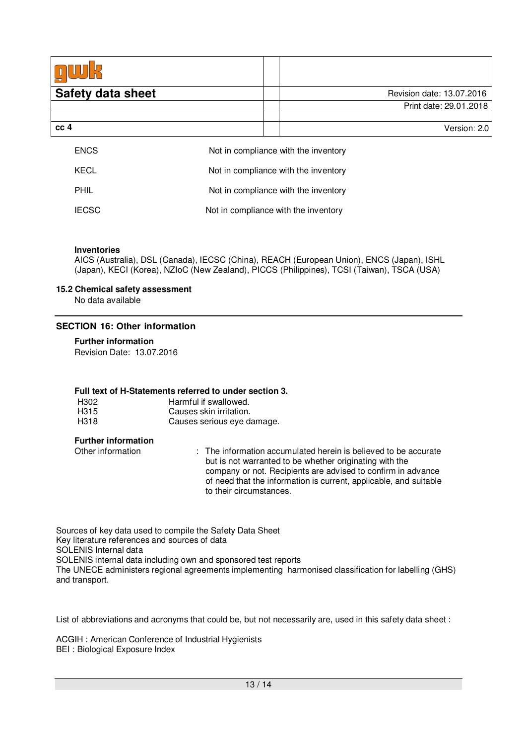| | |
|---|---|
| ENCS | Not in compliance with the inventory |
| KECL | Not in compliance with the inventory |
| PHIL | Not in compliance with the inventory |
| IECSC | Not in compliance with the inventory |

**Inventories**
AICS (Australia), DSL (Canada), IECSC (China), REACH (European Union), ENCS (Japan), ISHL (Japan), KECI (Korea), NZIoC (New Zealand), PICCS (Philippines), TCSI (Taiwan), TSCA (USA)

### 15.2 Chemical safety assessment

No data available

## SECTION 16: Other information

**Further information**
Revision Date: 13.07.2016

**Full text of H-Statements referred to under section 3.**

| | |
|---|---|
| H302 | Harmful if swallowed. |
| H315 | Causes skin irritation. |
| H318 | Causes serious eye damage. |

**Further information**

Other information : The information accumulated herein is believed to be accurate but is not warranted to be whether originating with the company or not. Recipients are advised to confirm in advance of need that the information is current, applicable, and suitable to their circumstances.

Sources of key data used to compile the Safety Data Sheet
Key literature references and sources of data
SOLENIS Internal data
SOLENIS internal data including own and sponsored test reports
The UNECE administers regional agreements implementing harmonised classification for labelling (GHS) and transport.

List of abbreviations and acronyms that could be, but not necessarily are, used in this safety data sheet :

ACGIH : American Conference of Industrial Hygienists
BEI : Biological Exposure Index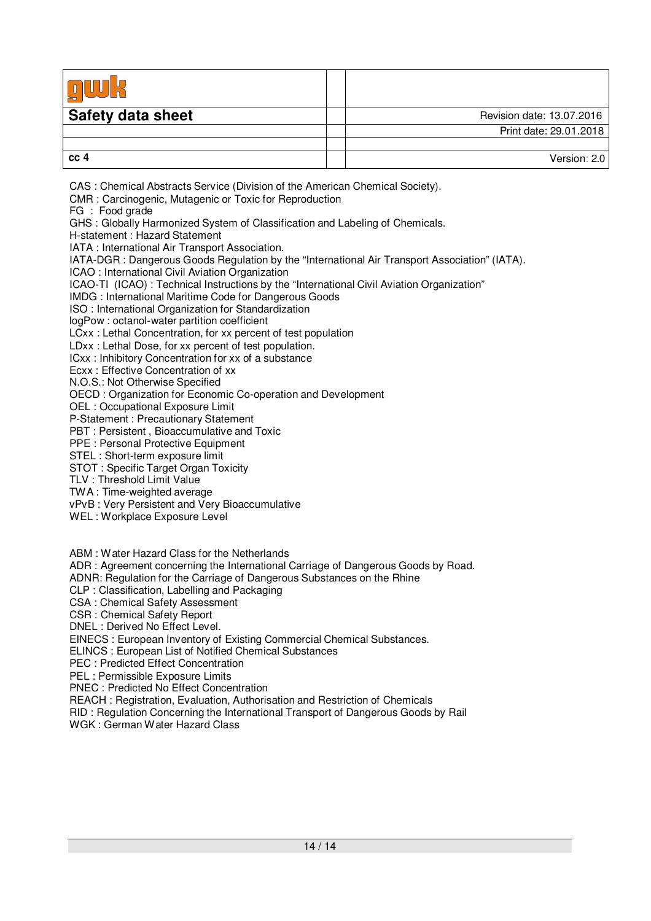CAS : Chemical Abstracts Service (Division of the American Chemical Society).
CMR : Carcinogenic, Mutagenic or Toxic for Reproduction
FG : Food grade
GHS : Globally Harmonized System of Classification and Labeling of Chemicals.
H-statement : Hazard Statement
IATA : International Air Transport Association.
IATA-DGR : Dangerous Goods Regulation by the "International Air Transport Association" (IATA).
ICAO : International Civil Aviation Organization
ICAO-TI (ICAO) : Technical Instructions by the "International Civil Aviation Organization"
IMDG : International Maritime Code for Dangerous Goods
ISO : International Organization for Standardization
logPow : octanol-water partition coefficient
LCxx : Lethal Concentration, for xx percent of test population
LDxx : Lethal Dose, for xx percent of test population.
ICxx : Inhibitory Concentration for xx of a substance
Ecxx : Effective Concentration of xx
N.O.S.: Not Otherwise Specified
OECD : Organization for Economic Co-operation and Development
OEL : Occupational Exposure Limit
P-Statement : Precautionary Statement
PBT : Persistent , Bioaccumulative and Toxic
PPE : Personal Protective Equipment
STEL : Short-term exposure limit
STOT : Specific Target Organ Toxicity
TLV : Threshold Limit Value
TWA : Time-weighted average
vPvB : Very Persistent and Very Bioaccumulative
WEL : Workplace Exposure Level

ABM : Water Hazard Class for the Netherlands
ADR : Agreement concerning the International Carriage of Dangerous Goods by Road.
ADNR: Regulation for the Carriage of Dangerous Substances on the Rhine
CLP : Classification, Labelling and Packaging
CSA : Chemical Safety Assessment
CSR : Chemical Safety Report
DNEL : Derived No Effect Level.
EINECS : European Inventory of Existing Commercial Chemical Substances.
ELINCS : European List of Notified Chemical Substances
PEC : Predicted Effect Concentration
PEL : Permissible Exposure Limits
PNEC : Predicted No Effect Concentration
REACH : Registration, Evaluation, Authorisation and Restriction of Chemicals
RID : Regulation Concerning the International Transport of Dangerous Goods by Rail
WGK : German Water Hazard Class